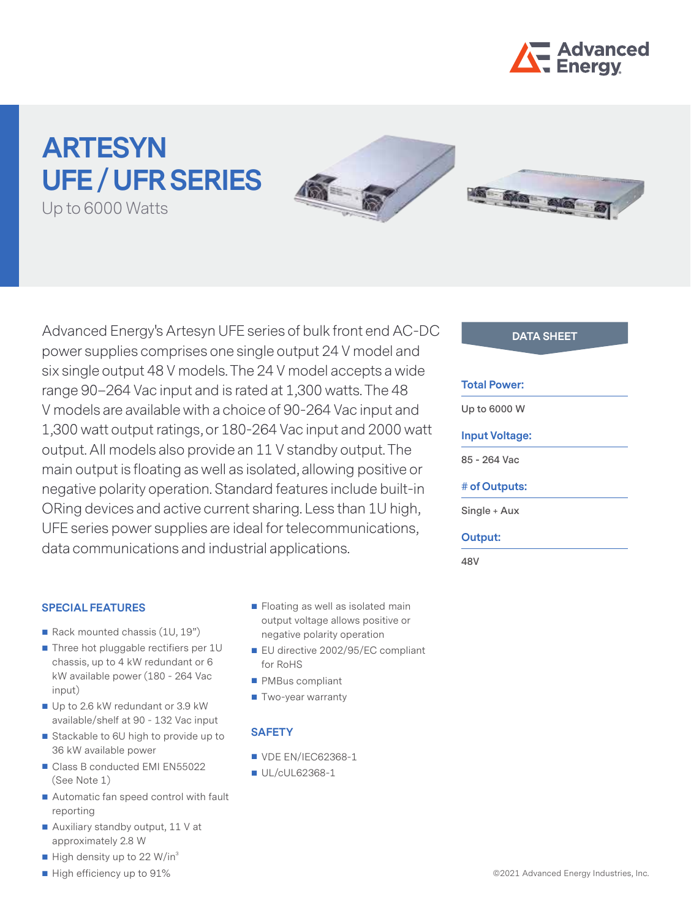# ARTESYN UFE / UFR SERIES

Up to 6000 Watts

Advanced Energy's Artesyn UFE series of bulk front end AC-DC power supplies comprises one single output 24 V model and six single output 48 V models. The 24 V model accepts a wide range 90–264 Vac input and is rated at 1,300 watts. The 48 V models are available with a choice of 90-264 Vac input and 1,300 watt output ratings, or 180-264 Vac input and 2000 watt output. All models also provide an 11 V standby output. The main output is floating as well as isolated, allowing positive or negative polarity operation. Standard features include built-in ORing devices and active current sharing. Less than 1U high, UFE series power supplies are ideal for telecommunications, data communications and industrial applications.

**DATA SHEET**

**Total Power:**
Up to 6000 W

**Input Voltage:**
85 - 264 Vac

**# of Outputs:**
Single + Aux

**Output:**
48V

## SPECIAL FEATURES

- Rack mounted chassis (1U, 19")
- Three hot pluggable rectifiers per 1U chassis, up to 4 kW redundant or 6 kW available power (180 - 264 Vac input)
- Up to 2.6 kW redundant or 3.9 kW available/shelf at 90 - 132 Vac input
- Stackable to 6U high to provide up to 36 kW available power
- Class B conducted EMI EN55022 (See Note 1)
- Automatic fan speed control with fault reporting
- Auxiliary standby output, 11 V at approximately 2.8 W
- High density up to 22 W/in$^3$
- High efficiency up to 91%
- Floating as well as isolated main output voltage allows positive or negative polarity operation
- EU directive 2002/95/EC compliant for RoHS
- PMBus compliant
- Two-year warranty

## SAFETY

- VDE EN/IEC62368-1
- UL/cUL62368-1

©2021 Advanced Energy Industries, Inc.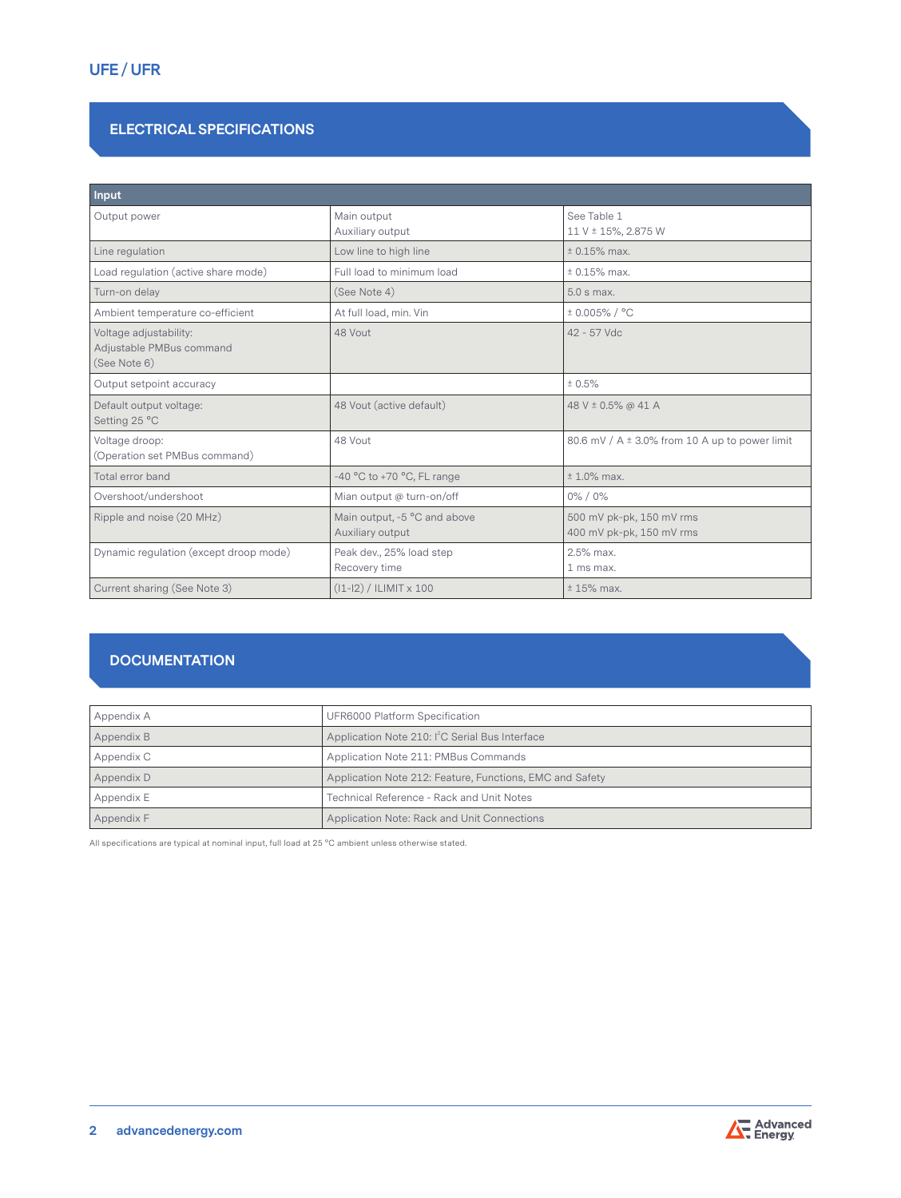## ELECTRICAL SPECIFICATIONS

| Input | | |
|---|---|---|
| Output power | Main output<br>Auxiliary output | See Table 1<br>11 V ± 15%, 2.875 W |
| Line regulation | Low line to high line | ± 0.15% max. |
| Load regulation (active share mode) | Full load to minimum load | ± 0.15% max. |
| Turn-on delay | (See Note 4) | 5.0 s max. |
| Ambient temperature co-efficient | At full load, min. Vin | ± 0.005% / °C |
| Voltage adjustability:<br>Adjustable PMBus command<br>(See Note 6) | 48 Vout | 42 - 57 Vdc |
| Output setpoint accuracy | | ± 0.5% |
| Default output voltage:<br>Setting 25 °C | 48 Vout (active default) | 48 V ± 0.5% @ 41 A |
| Voltage droop:<br>(Operation set PMBus command) | 48 Vout | 80.6 mV / A ± 3.0% from 10 A up to power limit |
| Total error band | -40 °C to +70 °C, FL range | ± 1.0% max. |
| Overshoot/undershoot | Mian output @ turn-on/off | 0% / 0% |
| Ripple and noise (20 MHz) | Main output, -5 °C and above<br>Auxiliary output | 500 mV pk-pk, 150 mV rms<br>400 mV pk-pk, 150 mV rms |
| Dynamic regulation (except droop mode) | Peak dev., 25% load step<br>Recovery time | 2.5% max.<br>1 ms max. |
| Current sharing (See Note 3) | (I1-I2) / ILIMIT x 100 | ± 15% max. |

## DOCUMENTATION

| | |
|---|---|
| Appendix A | UFR6000 Platform Specification |
| Appendix B | Application Note 210: $I^2C$ Serial Bus Interface |
| Appendix C | Application Note 211: PMBus Commands |
| Appendix D | Application Note 212: Feature, Functions, EMC and Safety |
| Appendix E | Technical Reference - Rack and Unit Notes |
| Appendix F | Application Note: Rack and Unit Connections |

All specifications are typical at nominal input, full load at 25 °C ambient unless otherwise stated.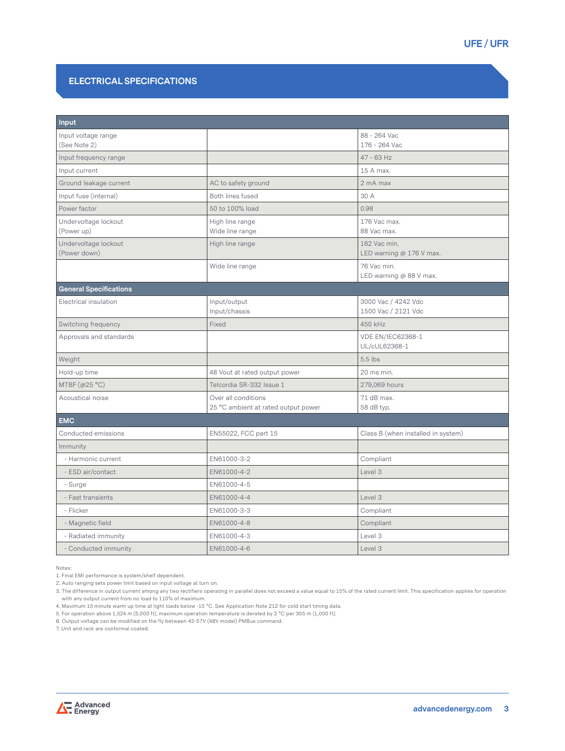## ELECTRICAL SPECIFICATIONS

| Input | | |
|---|---|---|
| Input voltage range (See Note 2) | | 88 - 264 Vac<br>176 - 264 Vac |
| Input frequency range | | 47 - 63 Hz |
| Input current | | 15 A max. |
| Ground leakage current | AC to safety ground | 2 mA max |
| Input fuse (internal) | Both lines fused | 30 A |
| Power factor | 50 to 100% load | 0.98 |
| Undervoltage lockout (Power up) | High line range<br>Wide line range | 176 Vac max.<br>88 Vac max. |
| Undervoltage lockout (Power down) | High line range | 162 Vac min.<br>LED warning @ 176 V max. |
| | Wide line range | 76 Vac min.<br>LED warning @ 88 V max. |
| **General Specifications** | | |
| Electrical insulation | Input/output<br>Input/chassis | 3000 Vac / 4242 Vdc<br>1500 Vac / 2121 Vdc |
| Switching frequency | Fixed | 450 kHz |
| Approvals and standards | | VDE EN/IEC62368-1<br>UL/cUL62368-1 |
| Weight | | 5.5 lbs |
| Hold-up time | 48 Vout at rated output power | 20 ms min. |
| MTBF (@25 °C) | Telcordia SR-332 Issue 1 | 279,069 hours |
| Acoustical noise | Over all conditions<br>25 °C ambient at rated output power | 71 dB max.<br>58 dB typ. |
| **EMC** | | |
| Conducted emissions | EN55022, FCC part 15 | Class B (when installed in system) |
| Immunity | | |
| - Harmonic current | EN61000-3-2 | Compliant |
| - ESD air/contact | EN61000-4-2 | Level 3 |
| - Surge | EN61000-4-5 | |
| - Fast transients | EN61000-4-4 | Level 3 |
| - Flicker | EN61000-3-3 | Compliant |
| - Magnetic field | EN61000-4-8 | Compliant |
| - Radiated immunity | EN61000-4-3 | Level 3 |
| - Conducted immunity | EN61000-4-6 | Level 3 |

Notes:

1. Final EMI performance is system/shelf dependent.
2. Auto ranging sets power limit based on input voltage at turn on.
3. The difference in output current among any two rectifiers operating in parallel does not exceed a value equal to 15% of the rated current limit. This specification applies for operation with any output current from no load to 110% of maximum.
4. Maximum 15 minute warm up time at light loads below -15 °C. See Application Note 212 for cold start timing data.
5. For operation above 1,524 m (5,000 ft), maximum operation temperature is derated by 2 °C per 305 m (1,000 ft).
6. Output voltage can be modified on the fly between 42-57V (48V model) PMBus command.
7. Unit and rack are conformal coated.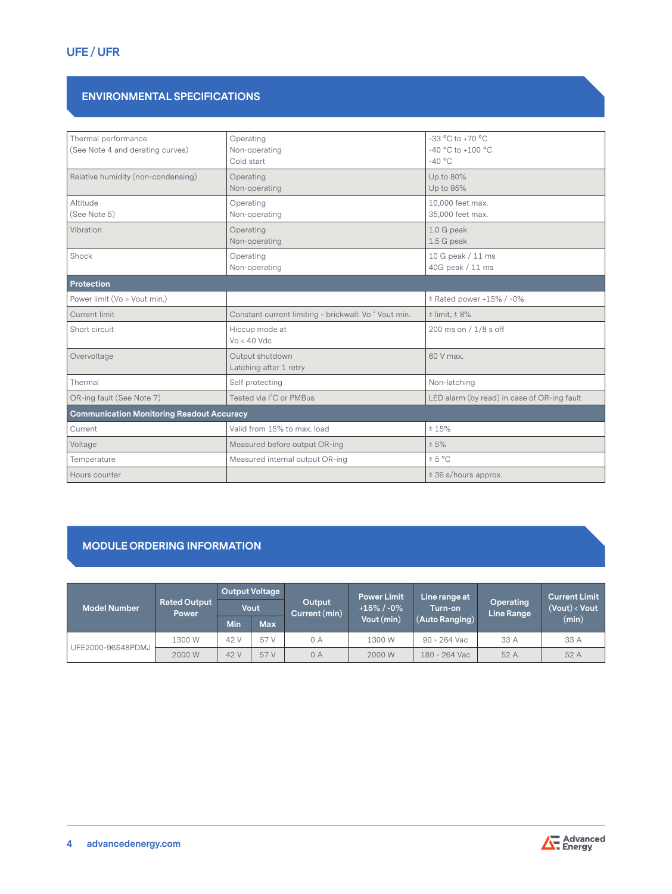## ENVIRONMENTAL SPECIFICATIONS

| | | |
|---|---|---|
| Thermal performance<br>(See Note 4 and derating curves) | Operating<br>Non-operating<br>Cold start | -33 °C to +70 °C<br>-40 °C to +100 °C<br>-40 °C |
| Relative humidity (non-condensing) | Operating<br>Non-operating | Up to 80%<br>Up to 95% |
| Altitude<br>(See Note 5) | Operating<br>Non-operating | 10,000 feet max.<br>35,000 feet max. |
| Vibration | Operating<br>Non-operating | 1.0 G peak<br>1.5 G peak |
| Shock | Operating<br>Non-operating | 10 G peak / 11 ms<br>40G peak / 11 ms |
| **Protection** | | |
| Power limit (Vo > Vout min.) | | ± Rated power +15% / -0% |
| Current limit | Constant current limiting - brickwall: Vo ≥ Vout min. | ± limit, ± 8% |
| Short circuit | Hiccup mode at<br>Vo < 40 Vdc | 200 ms on / 1/8 s off |
| Overvoltage | Output shutdown<br>Latching after 1 retry | 60 V max. |
| Thermal | Self protecting | Non-latching |
| OR-ing fault (See Note 7) | Tested via $I^2C$ or PMBus | LED alarm (by read) in case of OR-ing fault |
| **Communication Monitoring Readout Accuracy** | | |
| Current | Valid from 15% to max. load | ± 15% |
| Voltage | Measured before output OR-ing | ± 5% |
| Temperature | Measured internal output OR-ing | ± 5 °C |
| Hours counter | | ± 36 s/hours approx. |

## MODULE ORDERING INFORMATION

| Model Number | Rated Output Power | Output Voltage Vout | | Output Current (min) | Power Limit +15% / -0% Vout (min) | Line range at Turn-on (Auto Ranging) | Operating Line Range | Current Limit (Vout) < Vout (min) |
|---|---|---|---|---|---|---|---|---|
| | | Min | Max | | | | | |
| UFE2000-96S48PDMJ | 1300 W | 42 V | 57 V | 0 A | 1300 W | 90 - 264 Vac | 33 A | 33 A |
| | 2000 W | 42 V | 57 V | 0 A | 2000 W | 180 - 264 Vac | 52 A | 52 A |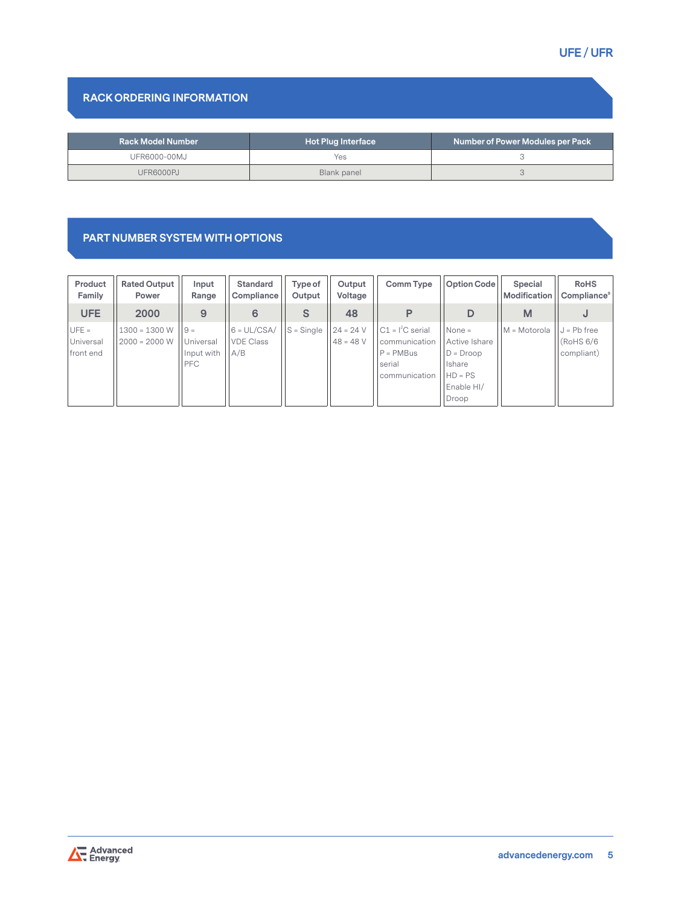## RACK ORDERING INFORMATION

| Rack Model Number | Hot Plug Interface | Number of Power Modules per Pack |
|---|---|---|
| UFR6000-00MJ | Yes | 3 |
| UFR6000PJ | Blank panel | 3 |

## PART NUMBER SYSTEM WITH OPTIONS

| Product Family | Rated Output Power | Input Range | Standard Compliance | Type of Output | Output Voltage | Comm Type | Option Code | Special Modification | RoHS Compliance[9] |
|---|---|---|---|---|---|---|---|---|---|
| **UFE** | **2000** | **9** | **6** | **S** | **48** | **P** | **D** | **M** | **J** |
| UFE = Universal front end | 1300 = 1300 W<br>2000 = 2000 W | 9 = Universal Input with PFC | 6 = UL/CSA/ VDE Class A/B | S = Single | 24 = 24 V<br>48 = 48 V | C1 = I²C serial communication<br>P = PMBus serial communication | None = Active Ishare<br>D = Droop Ishare<br>HD = PS Enable HI/ Droop | M = Motorola | J = Pb free (RoHS 6/6 compliant) |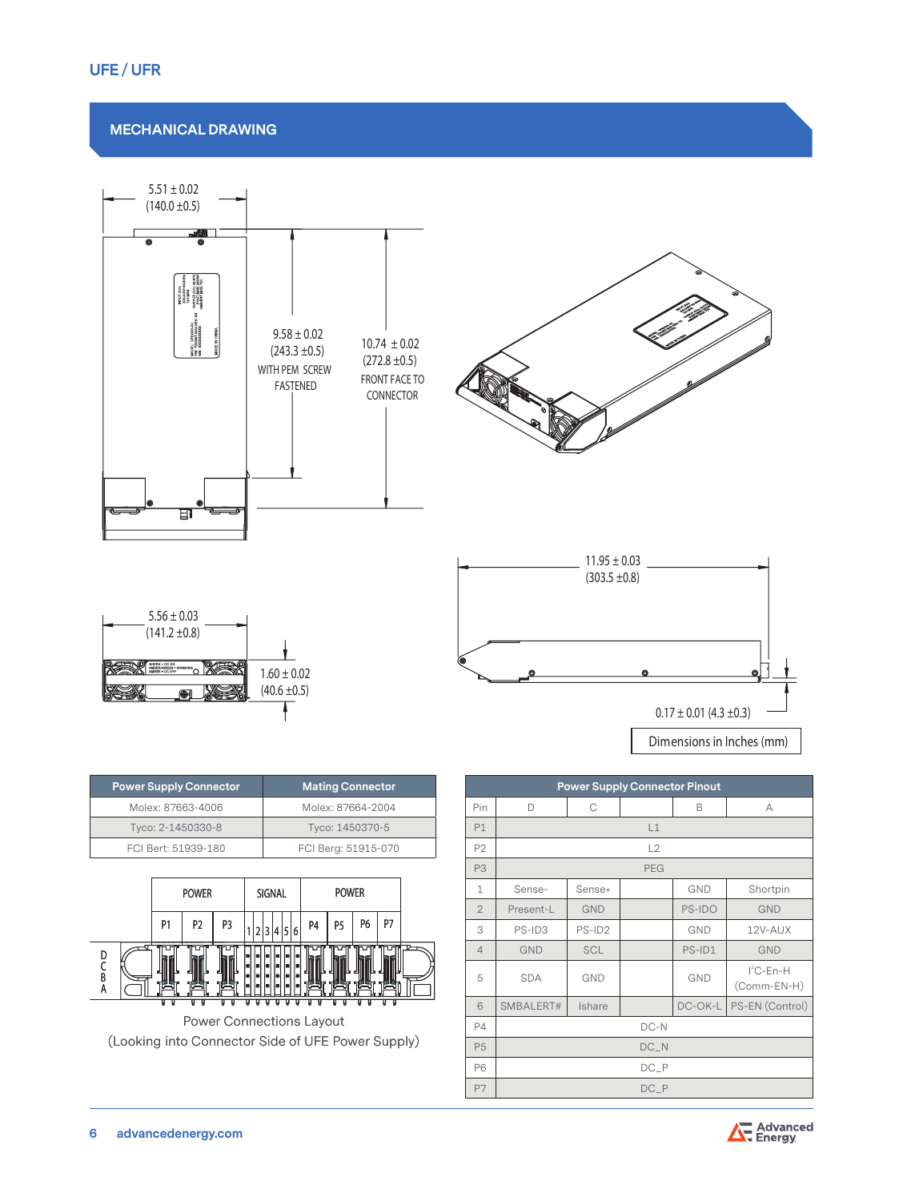## MECHANICAL DRAWING

5.51 ± 0.02 (140.0 ±0.5)

9.58 ± 0.02 (243.3 ±0.5) WITH PEM SCREW FASTENED

10.74 ± 0.02 (272.8 ±0.5) FRONT FACE TO CONNECTOR

5.56 ± 0.03 (141.2 ±0.8)

1.60 ± 0.02 (40.6 ±0.5)

11.95 ± 0.03 (303.5 ±0.8)

0.17 ± 0.01 (4.3 ±0.3)

Dimensions in Inches (mm)

| Power Supply Connector | Mating Connector |
|---|---|
| Molex: 87663-4006 | Molex: 87664-2004 |
| Tyco: 2-1450330-8 | Tyco: 1450370-5 |
| FCI Bert: 51939-180 | FCI Berg: 51915-070 |

| POWER | | | SIGNAL | POWER | | | |
|---|---|---|---|---|---|---|---|
| P1 | P2 | P3 | 1 2 3 4 5 6 | P4 | P5 | P6 | P7 |

D C B A

Power Connections Layout
(Looking into Connector Side of UFE Power Supply)

| Power Supply Connector Pinout | | | | | |
|---|---|---|---|---|---|
| Pin | D | C | | B | A |
| P1 | L1 | | | | |
| P2 | L2 | | | | |
| P3 | PEG | | | | |
| 1 | Sense- | Sense+ | | GND | Shortpin |
| 2 | Present-L | GND | | PS-IDO | GND |
| 3 | PS-ID3 | PS-ID2 | | GND | 12V-AUX |
| 4 | GND | SCL | | PS-ID1 | GND |
| 5 | SDA | GND | | GND | I$^2$C-En-H (Comm-EN-H) |
| 6 | SMBALERT# | Ishare | | DC-OK-L | PS-EN (Control) |
| P4 | DC-N | | | | |
| P5 | DC_N | | | | |
| P6 | DC_P | | | | |
| P7 | DC_P | | | | |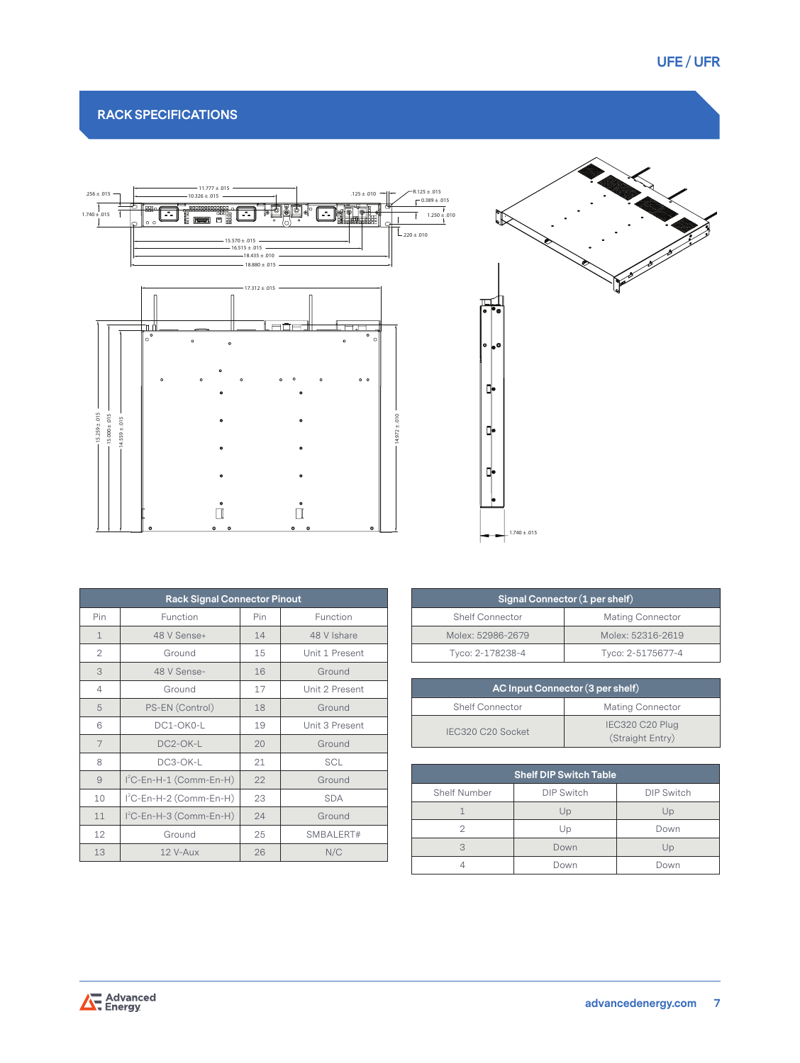## RACK SPECIFICATIONS

| Rack Signal Connector Pinout | | | |
|---|---|---|---|
| Pin | Function | Pin | Function |
| 1 | 48 V Sense+ | 14 | 48 V Ishare |
| 2 | Ground | 15 | Unit 1 Present |
| 3 | 48 V Sense- | 16 | Ground |
| 4 | Ground | 17 | Unit 2 Present |
| 5 | PS-EN (Control) | 18 | Ground |
| 6 | DC1-OK0-L | 19 | Unit 3 Present |
| 7 | DC2-OK-L | 20 | Ground |
| 8 | DC3-OK-L | 21 | SCL |
| 9 | $I^2C$-En-H-1 (Comm-En-H) | 22 | Ground |
| 10 | $I^2C$-En-H-2 (Comm-En-H) | 23 | SDA |
| 11 | $I^2C$-En-H-3 (Comm-En-H) | 24 | Ground |
| 12 | Ground | 25 | SMBALERT# |
| 13 | 12 V-Aux | 26 | N/C |

| Signal Connector (1 per shelf) | |
|---|---|
| Shelf Connector | Mating Connector |
| Molex: 52986-2679 | Molex: 52316-2619 |
| Tyco: 2-178238-4 | Tyco: 2-5175677-4 |

| AC Input Connector (3 per shelf) | |
|---|---|
| Shelf Connector | Mating Connector |
| IEC320 C20 Socket | IEC320 C20 Plug (Straight Entry) |

| Shelf DIP Switch Table | | |
|---|---|---|
| Shelf Number | DIP Switch | DIP Switch |
| 1 | Up | Up |
| 2 | Up | Down |
| 3 | Down | Up |
| 4 | Down | Down |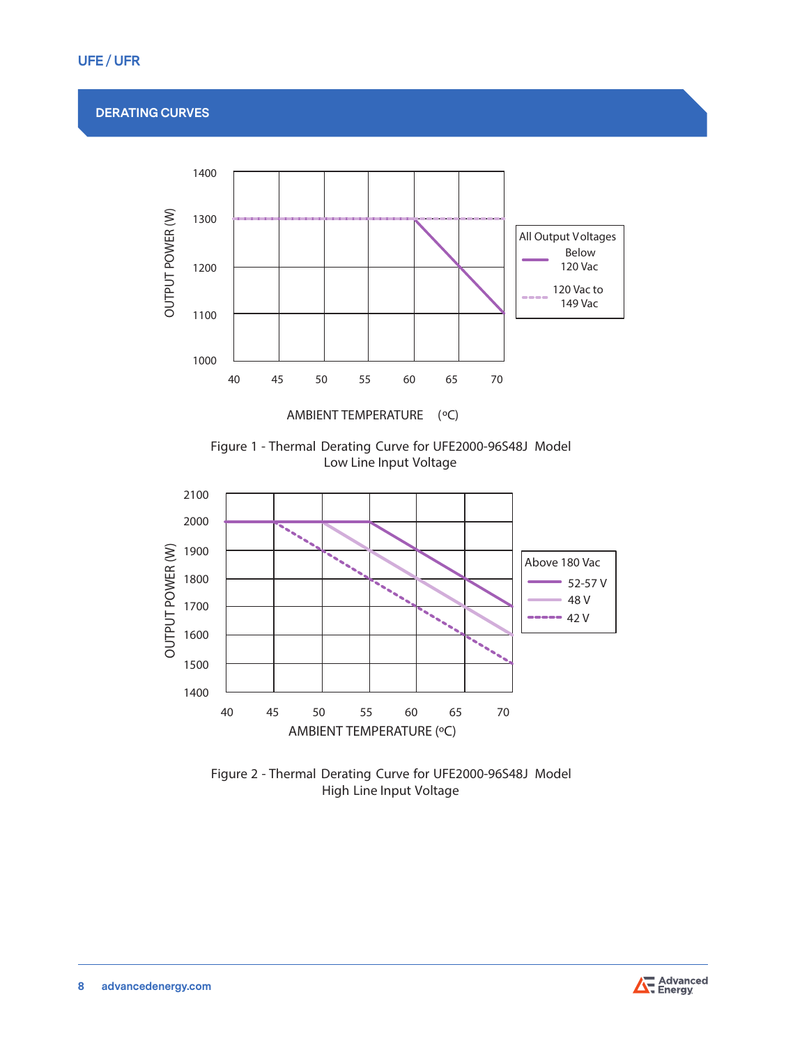## DERATING CURVES

Figure 1 - Thermal Derating Curve for UFE2000-96S48J Model
Low Line Input Voltage

Figure 2 - Thermal Derating Curve for UFE2000-96S48J Model
High Line Input Voltage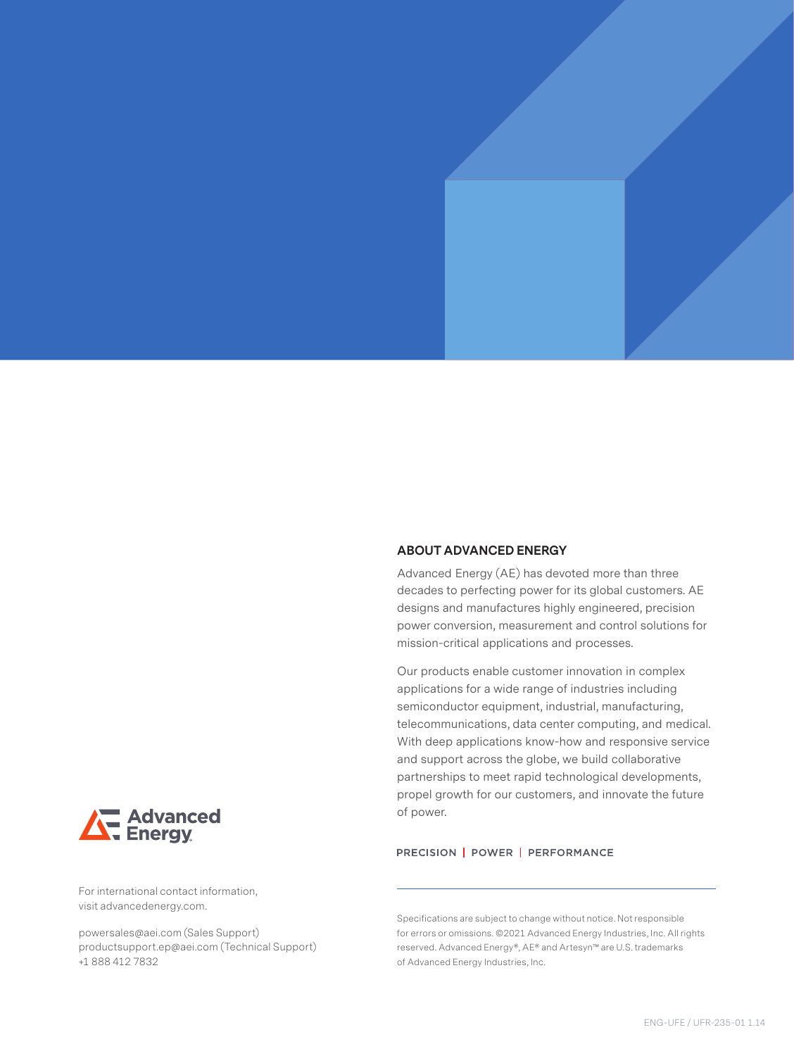## ABOUT ADVANCED ENERGY

Advanced Energy (AE) has devoted more than three decades to perfecting power for its global customers. AE designs and manufactures highly engineered, precision power conversion, measurement and control solutions for mission-critical applications and processes.

Our products enable customer innovation in complex applications for a wide range of industries including semiconductor equipment, industrial, manufacturing, telecommunications, data center computing, and medical. With deep applications know-how and responsive service and support across the globe, we build collaborative partnerships to meet rapid technological developments, propel growth for our customers, and innovate the future of power.

PRECISION | POWER | PERFORMANCE

Advanced Energy

For international contact information, visit advancedenergy.com.

powersales@aei.com (Sales Support)
productsupport.ep@aei.com (Technical Support)
+1 888 412 7832

Specifications are subject to change without notice. Not responsible for errors or omissions. ©2021 Advanced Energy Industries, Inc. All rights reserved. Advanced Energy®, AE® and Artesyn™ are U.S. trademarks of Advanced Energy Industries, Inc.

ENG-UFE / UFR-235-01 1.14